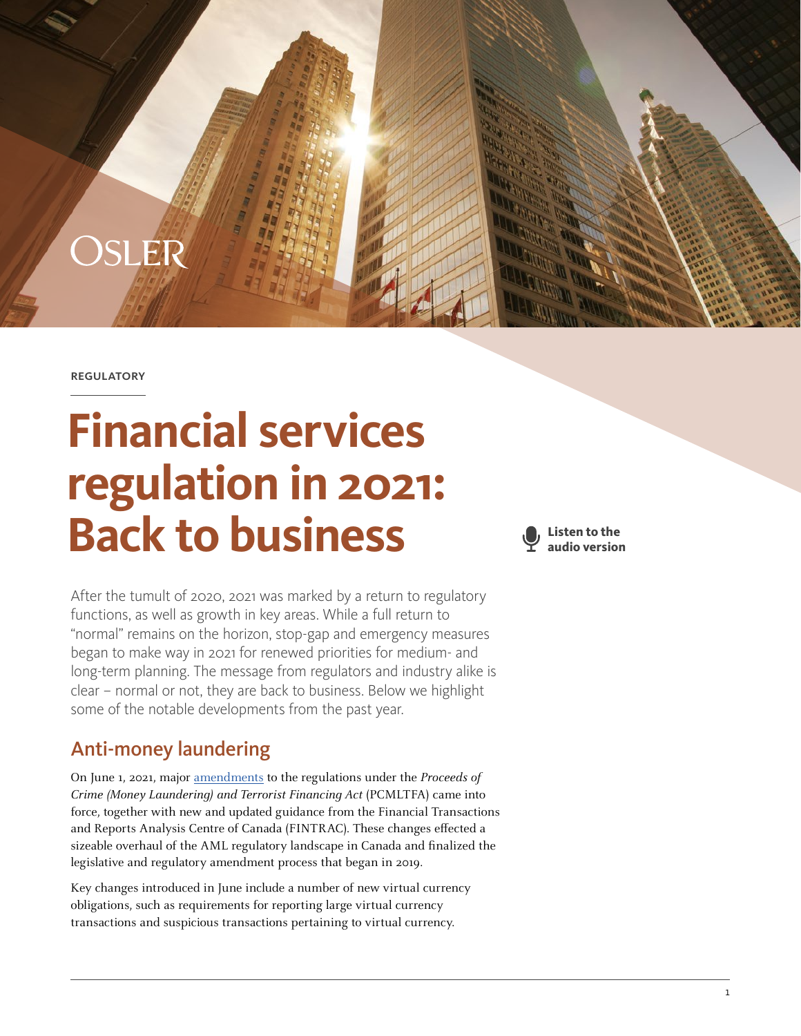OSLER

REGULATORY

# Financial services regulation in 2021: Back to business

Listen to the audio version

After the tumult of 2020, 2021 was marked by a return to regulatory functions, as well as growth in key areas. While a full return to "normal" remains on the horizon, stop-gap and emergency measures began to make way in 2021 for renewed priorities for medium- and long-term planning. The message from regulators and industry alike is clear – normal or not, they are back to business. Below we highlight some of the notable developments from the past year.

## Anti-money laundering

On June 1, 2021, major amendments to the regulations under the *Proceeds of Crime (Money Laundering) and Terrorist Financing Act* (PCMLTFA) came into force, together with new and updated guidance from the Financial Transactions and Reports Analysis Centre of Canada (FINTRAC). These changes effected a sizeable overhaul of the AML regulatory landscape in Canada and finalized the legislative and regulatory amendment process that began in 2019.

Key changes introduced in June include a number of new virtual currency obligations, such as requirements for reporting large virtual currency transactions and suspicious transactions pertaining to virtual currency.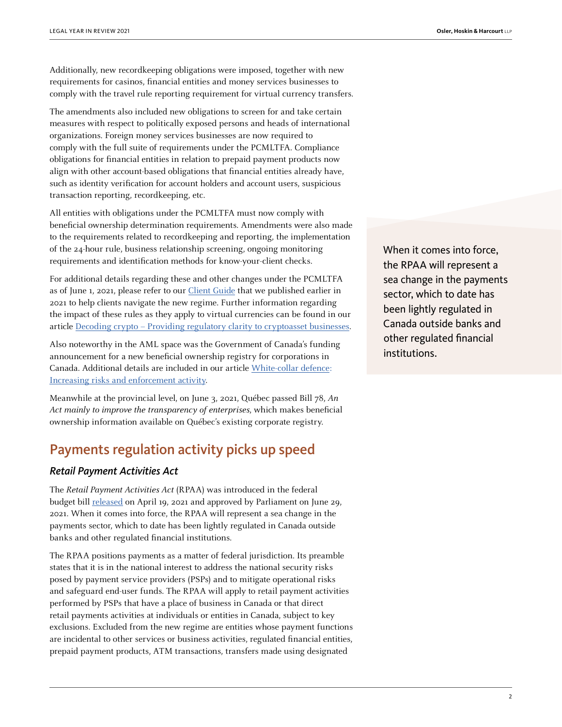Additionally, new recordkeeping obligations were imposed, together with new requirements for casinos, financial entities and money services businesses to comply with the travel rule reporting requirement for virtual currency transfers.

The amendments also included new obligations to screen for and take certain measures with respect to politically exposed persons and heads of international organizations. Foreign money services businesses are now required to comply with the full suite of requirements under the PCMLTFA. Compliance obligations for financial entities in relation to prepaid payment products now align with other account-based obligations that financial entities already have, such as identity verification for account holders and account users, suspicious transaction reporting, recordkeeping, etc.

All entities with obligations under the PCMLTFA must now comply with beneficial ownership determination requirements. Amendments were also made to the requirements related to recordkeeping and reporting, the implementation of the 24-hour rule, business relationship screening, ongoing monitoring requirements and identification methods for know-your-client checks.

For additional details regarding these and other changes under the PCMLTFA as of June 1, 2021, please refer to our [Client Guide]() that we published earlier in 2021 to help clients navigate the new regime. Further information regarding the impact of these rules as they apply to virtual currencies can be found in our article [Decoding crypto – Providing regulatory clarity to cryptoasset businesses]().

Also noteworthy in the AML space was the Government of Canada's funding announcement for a new beneficial ownership registry for corporations in Canada. Additional details are included in our article [White-collar defence: Increasing risks and enforcement activity]().

Meanwhile at the provincial level, on June 3, 2021, Québec passed Bill 78, *An Act mainly to improve the transparency of enterprises*, which makes beneficial ownership information available on Québec's existing corporate registry.

## Payments regulation activity picks up speed

### *Retail Payment Activities Act*

The *Retail Payment Activities Act* (RPAA) was introduced in the federal budget bill [released]() on April 19, 2021 and approved by Parliament on June 29, 2021. When it comes into force, the RPAA will represent a sea change in the payments sector, which to date has been lightly regulated in Canada outside banks and other regulated financial institutions.

> When it comes into force, the RPAA will represent a sea change in the payments sector, which to date has been lightly regulated in Canada outside banks and other regulated financial institutions.

The RPAA positions payments as a matter of federal jurisdiction. Its preamble states that it is in the national interest to address the national security risks posed by payment service providers (PSPs) and to mitigate operational risks and safeguard end-user funds. The RPAA will apply to retail payment activities performed by PSPs that have a place of business in Canada or that direct retail payments activities at individuals or entities in Canada, subject to key exclusions. Excluded from the new regime are entities whose payment functions are incidental to other services or business activities, regulated financial entities, prepaid payment products, ATM transactions, transfers made using designated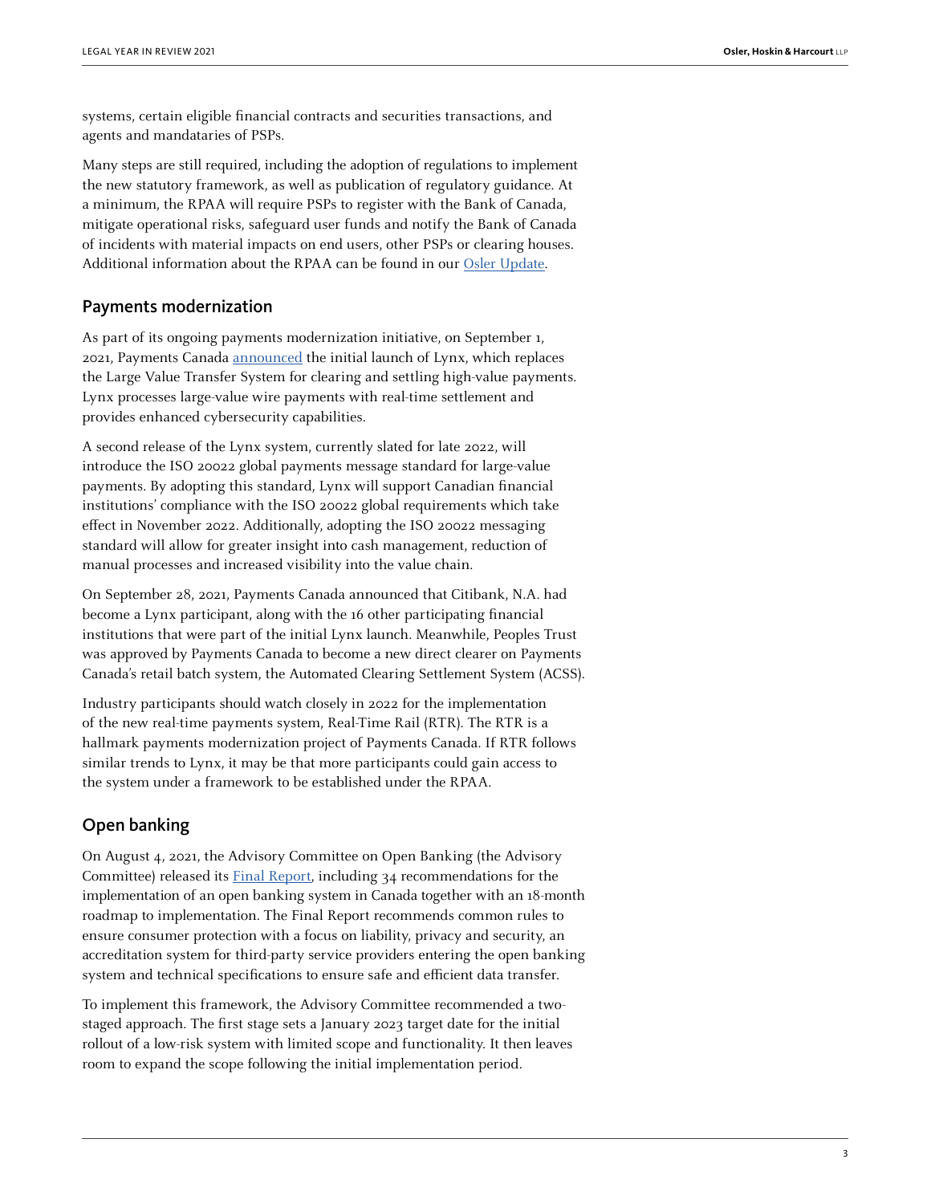systems, certain eligible financial contracts and securities transactions, and agents and mandataries of PSPs.

Many steps are still required, including the adoption of regulations to implement the new statutory framework, as well as publication of regulatory guidance. At a minimum, the RPAA will require PSPs to register with the Bank of Canada, mitigate operational risks, safeguard user funds and notify the Bank of Canada of incidents with material impacts on end users, other PSPs or clearing houses. Additional information about the RPAA can be found in our Osler Update.

## Payments modernization

As part of its ongoing payments modernization initiative, on September 1, 2021, Payments Canada announced the initial launch of Lynx, which replaces the Large Value Transfer System for clearing and settling high-value payments. Lynx processes large-value wire payments with real-time settlement and provides enhanced cybersecurity capabilities.

A second release of the Lynx system, currently slated for late 2022, will introduce the ISO 20022 global payments message standard for large-value payments. By adopting this standard, Lynx will support Canadian financial institutions' compliance with the ISO 20022 global requirements which take effect in November 2022. Additionally, adopting the ISO 20022 messaging standard will allow for greater insight into cash management, reduction of manual processes and increased visibility into the value chain.

On September 28, 2021, Payments Canada announced that Citibank, N.A. had become a Lynx participant, along with the 16 other participating financial institutions that were part of the initial Lynx launch. Meanwhile, Peoples Trust was approved by Payments Canada to become a new direct clearer on Payments Canada's retail batch system, the Automated Clearing Settlement System (ACSS).

Industry participants should watch closely in 2022 for the implementation of the new real-time payments system, Real-Time Rail (RTR). The RTR is a hallmark payments modernization project of Payments Canada. If RTR follows similar trends to Lynx, it may be that more participants could gain access to the system under a framework to be established under the RPAA.

## Open banking

On August 4, 2021, the Advisory Committee on Open Banking (the Advisory Committee) released its Final Report, including 34 recommendations for the implementation of an open banking system in Canada together with an 18-month roadmap to implementation. The Final Report recommends common rules to ensure consumer protection with a focus on liability, privacy and security, an accreditation system for third-party service providers entering the open banking system and technical specifications to ensure safe and efficient data transfer.

To implement this framework, the Advisory Committee recommended a two-staged approach. The first stage sets a January 2023 target date for the initial rollout of a low-risk system with limited scope and functionality. It then leaves room to expand the scope following the initial implementation period.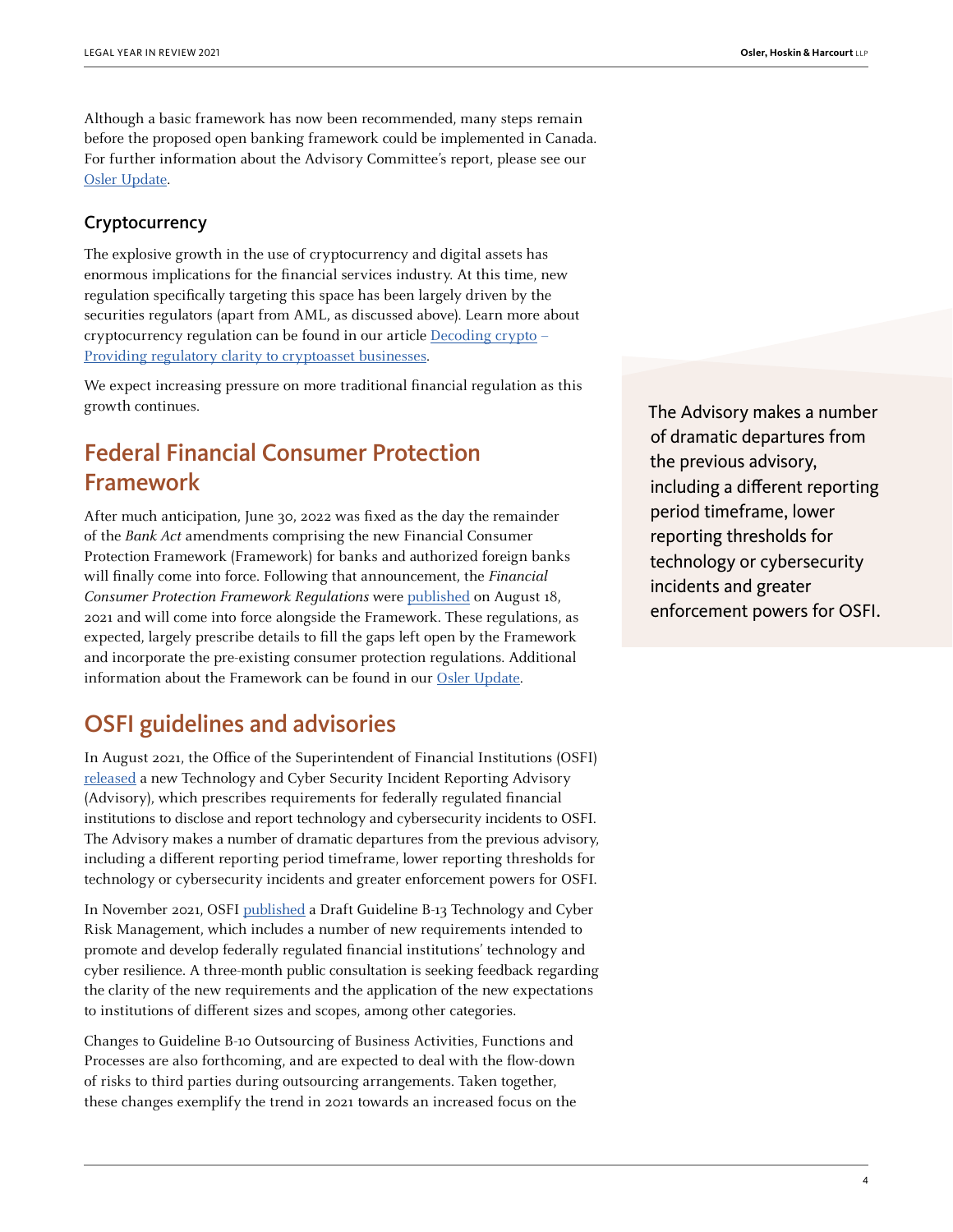Although a basic framework has now been recommended, many steps remain before the proposed open banking framework could be implemented in Canada. For further information about the Advisory Committee's report, please see our Osler Update.

### Cryptocurrency

The explosive growth in the use of cryptocurrency and digital assets has enormous implications for the financial services industry. At this time, new regulation specifically targeting this space has been largely driven by the securities regulators (apart from AML, as discussed above). Learn more about cryptocurrency regulation can be found in our article Decoding crypto – Providing regulatory clarity to cryptoasset businesses.

We expect increasing pressure on more traditional financial regulation as this growth continues.

## Federal Financial Consumer Protection Framework

After much anticipation, June 30, 2022 was fixed as the day the remainder of the *Bank Act* amendments comprising the new Financial Consumer Protection Framework (Framework) for banks and authorized foreign banks will finally come into force. Following that announcement, the *Financial Consumer Protection Framework Regulations* were published on August 18, 2021 and will come into force alongside the Framework. These regulations, as expected, largely prescribe details to fill the gaps left open by the Framework and incorporate the pre-existing consumer protection regulations. Additional information about the Framework can be found in our Osler Update.

## OSFI guidelines and advisories

In August 2021, the Office of the Superintendent of Financial Institutions (OSFI) released a new Technology and Cyber Security Incident Reporting Advisory (Advisory), which prescribes requirements for federally regulated financial institutions to disclose and report technology and cybersecurity incidents to OSFI. The Advisory makes a number of dramatic departures from the previous advisory, including a different reporting period timeframe, lower reporting thresholds for technology or cybersecurity incidents and greater enforcement powers for OSFI.

> The Advisory makes a number of dramatic departures from the previous advisory, including a different reporting period timeframe, lower reporting thresholds for technology or cybersecurity incidents and greater enforcement powers for OSFI.

In November 2021, OSFI published a Draft Guideline B-13 Technology and Cyber Risk Management, which includes a number of new requirements intended to promote and develop federally regulated financial institutions' technology and cyber resilience. A three-month public consultation is seeking feedback regarding the clarity of the new requirements and the application of the new expectations to institutions of different sizes and scopes, among other categories.

Changes to Guideline B-10 Outsourcing of Business Activities, Functions and Processes are also forthcoming, and are expected to deal with the flow-down of risks to third parties during outsourcing arrangements. Taken together, these changes exemplify the trend in 2021 towards an increased focus on the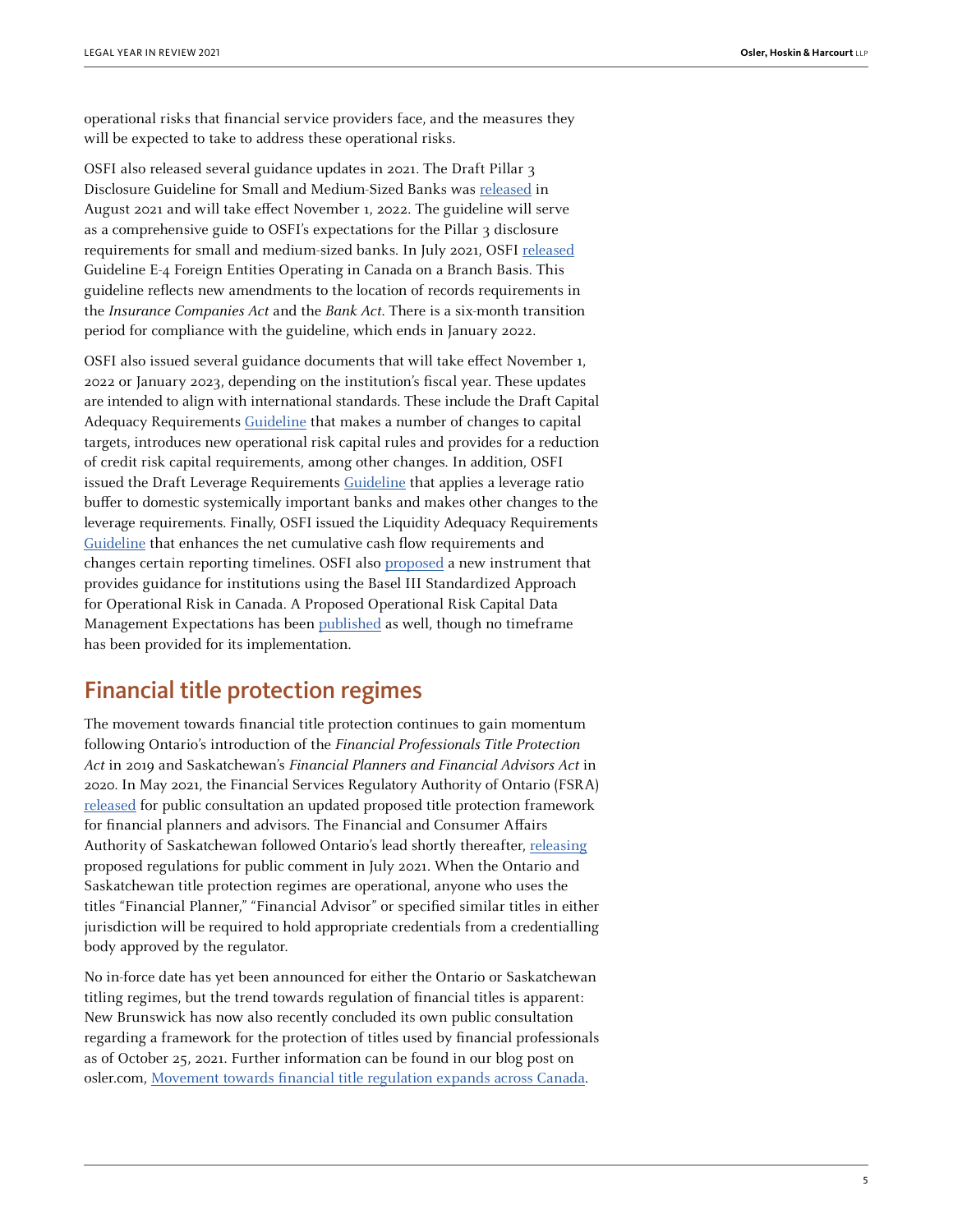operational risks that financial service providers face, and the measures they will be expected to take to address these operational risks.

OSFI also released several guidance updates in 2021. The Draft Pillar 3 Disclosure Guideline for Small and Medium-Sized Banks was released in August 2021 and will take effect November 1, 2022. The guideline will serve as a comprehensive guide to OSFI's expectations for the Pillar 3 disclosure requirements for small and medium-sized banks. In July 2021, OSFI released Guideline E-4 Foreign Entities Operating in Canada on a Branch Basis. This guideline reflects new amendments to the location of records requirements in the *Insurance Companies Act* and the *Bank Act*. There is a six-month transition period for compliance with the guideline, which ends in January 2022.

OSFI also issued several guidance documents that will take effect November 1, 2022 or January 2023, depending on the institution's fiscal year. These updates are intended to align with international standards. These include the Draft Capital Adequacy Requirements Guideline that makes a number of changes to capital targets, introduces new operational risk capital rules and provides for a reduction of credit risk capital requirements, among other changes. In addition, OSFI issued the Draft Leverage Requirements Guideline that applies a leverage ratio buffer to domestic systemically important banks and makes other changes to the leverage requirements. Finally, OSFI issued the Liquidity Adequacy Requirements Guideline that enhances the net cumulative cash flow requirements and changes certain reporting timelines. OSFI also proposed a new instrument that provides guidance for institutions using the Basel III Standardized Approach for Operational Risk in Canada. A Proposed Operational Risk Capital Data Management Expectations has been published as well, though no timeframe has been provided for its implementation.

## Financial title protection regimes

The movement towards financial title protection continues to gain momentum following Ontario's introduction of the *Financial Professionals Title Protection Act* in 2019 and Saskatchewan's *Financial Planners and Financial Advisors Act* in 2020. In May 2021, the Financial Services Regulatory Authority of Ontario (FSRA) released for public consultation an updated proposed title protection framework for financial planners and advisors. The Financial and Consumer Affairs Authority of Saskatchewan followed Ontario's lead shortly thereafter, releasing proposed regulations for public comment in July 2021. When the Ontario and Saskatchewan title protection regimes are operational, anyone who uses the titles "Financial Planner," "Financial Advisor" or specified similar titles in either jurisdiction will be required to hold appropriate credentials from a credentialling body approved by the regulator.

No in-force date has yet been announced for either the Ontario or Saskatchewan titling regimes, but the trend towards regulation of financial titles is apparent: New Brunswick has now also recently concluded its own public consultation regarding a framework for the protection of titles used by financial professionals as of October 25, 2021. Further information can be found in our blog post on osler.com, Movement towards financial title regulation expands across Canada.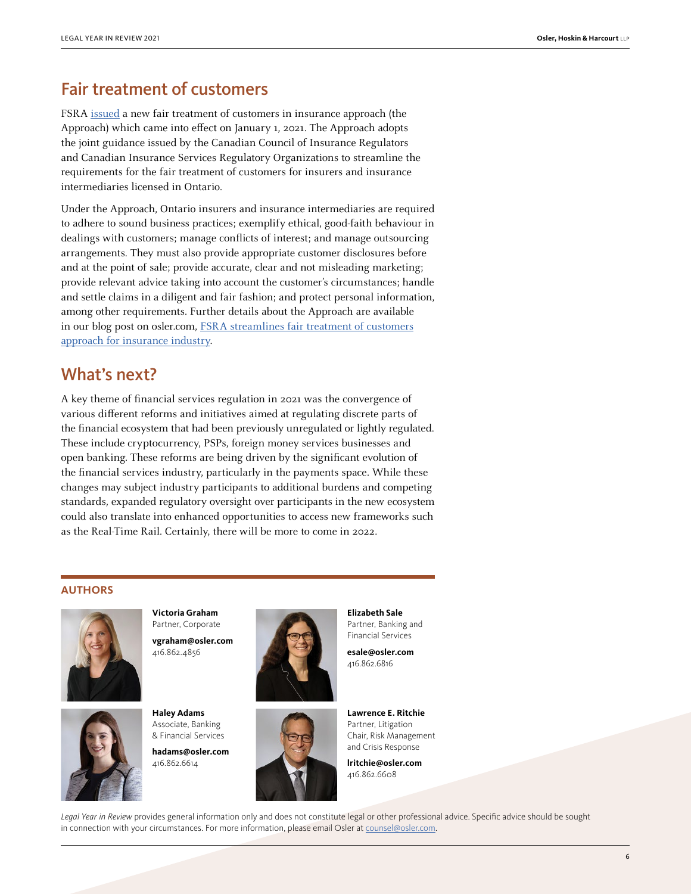## Fair treatment of customers

FSRA [issued](#) a new fair treatment of customers in insurance approach (the Approach) which came into effect on January 1, 2021. The Approach adopts the joint guidance issued by the Canadian Council of Insurance Regulators and Canadian Insurance Services Regulatory Organizations to streamline the requirements for the fair treatment of customers for insurers and insurance intermediaries licensed in Ontario.

Under the Approach, Ontario insurers and insurance intermediaries are required to adhere to sound business practices; exemplify ethical, good-faith behaviour in dealings with customers; manage conflicts of interest; and manage outsourcing arrangements. They must also provide appropriate customer disclosures before and at the point of sale; provide accurate, clear and not misleading marketing; provide relevant advice taking into account the customer's circumstances; handle and settle claims in a diligent and fair fashion; and protect personal information, among other requirements. Further details about the Approach are available in our blog post on osler.com, [FSRA streamlines fair treatment of customers approach for insurance industry](#).

## What's next?

A key theme of financial services regulation in 2021 was the convergence of various different reforms and initiatives aimed at regulating discrete parts of the financial ecosystem that had been previously unregulated or lightly regulated. These include cryptocurrency, PSPs, foreign money services businesses and open banking. These reforms are being driven by the significant evolution of the financial services industry, particularly in the payments space. While these changes may subject industry participants to additional burdens and competing standards, expanded regulatory oversight over participants in the new ecosystem could also translate into enhanced opportunities to access new frameworks such as the Real-Time Rail. Certainly, there will be more to come in 2022.

### AUTHORS

**Victoria Graham**
Partner, Corporate
**vgraham@osler.com**
416.862.4856

**Elizabeth Sale**
Partner, Banking and Financial Services
**esale@osler.com**
416.862.6816

**Haley Adams**
Associate, Banking & Financial Services
**hadams@osler.com**
416.862.6614

**Lawrence E. Ritchie**
Partner, Litigation
Chair, Risk Management and Crisis Response
**lritchie@osler.com**
416.862.6608

*Legal Year in Review* provides general information only and does not constitute legal or other professional advice. Specific advice should be sought in connection with your circumstances. For more information, please email Osler at [counsel@osler.com](mailto:counsel@osler.com).